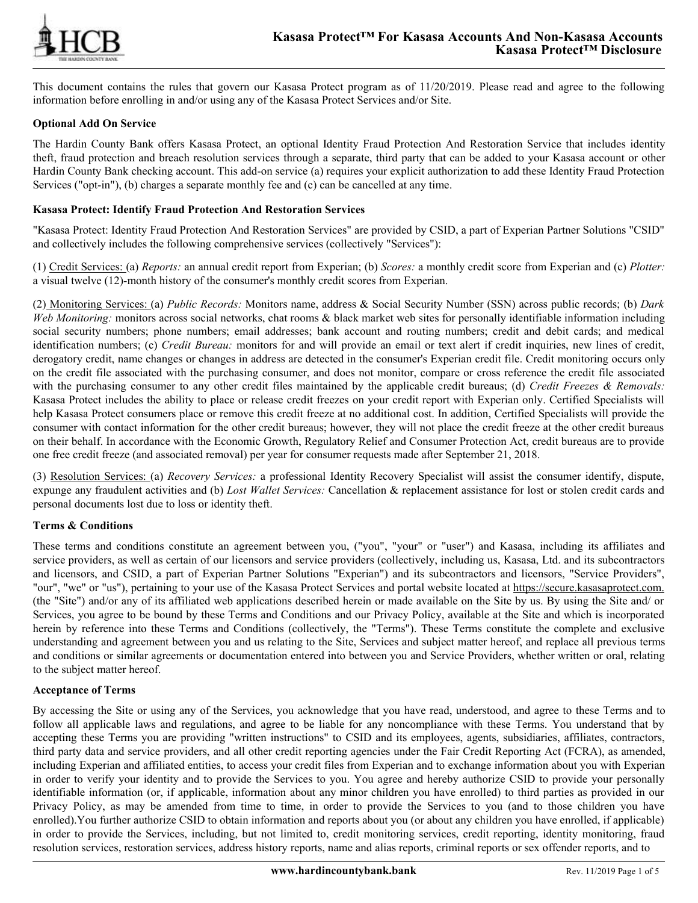# Kasasa Protect™ For Kasasa Accounts And Non-Kasasa Accounts
## Kasasa Protect™ Disclosure

This document contains the rules that govern our Kasasa Protect program as of 11/20/2019. Please read and agree to the following information before enrolling in and/or using any of the Kasasa Protect Services and/or Site.

**Optional Add On Service**

The Hardin County Bank offers Kasasa Protect, an optional Identity Fraud Protection And Restoration Service that includes identity theft, fraud protection and breach resolution services through a separate, third party that can be added to your Kasasa account or other Hardin County Bank checking account. This add-on service (a) requires your explicit authorization to add these Identity Fraud Protection Services ("opt-in"), (b) charges a separate monthly fee and (c) can be cancelled at any time.

**Kasasa Protect: Identify Fraud Protection And Restoration Services**

"Kasasa Protect: Identity Fraud Protection And Restoration Services" are provided by CSID, a part of Experian Partner Solutions "CSID" and collectively includes the following comprehensive services (collectively "Services"):

(1) Credit Services: (a) *Reports:* an annual credit report from Experian; (b) *Scores:* a monthly credit score from Experian and (c) *Plotter:* a visual twelve (12)-month history of the consumer's monthly credit scores from Experian.

(2) Monitoring Services: (a) *Public Records:* Monitors name, address & Social Security Number (SSN) across public records; (b) *Dark Web Monitoring:* monitors across social networks, chat rooms & black market web sites for personally identifiable information including social security numbers; phone numbers; email addresses; bank account and routing numbers; credit and debit cards; and medical identification numbers; (c) *Credit Bureau:* monitors for and will provide an email or text alert if credit inquiries, new lines of credit, derogatory credit, name changes or changes in address are detected in the consumer's Experian credit file. Credit monitoring occurs only on the credit file associated with the purchasing consumer, and does not monitor, compare or cross reference the credit file associated with the purchasing consumer to any other credit files maintained by the applicable credit bureaus; (d) *Credit Freezes & Removals:* Kasasa Protect includes the ability to place or release credit freezes on your credit report with Experian only. Certified Specialists will help Kasasa Protect consumers place or remove this credit freeze at no additional cost. In addition, Certified Specialists will provide the consumer with contact information for the other credit bureaus; however, they will not place the credit freeze at the other credit bureaus on their behalf. In accordance with the Economic Growth, Regulatory Relief and Consumer Protection Act, credit bureaus are to provide one free credit freeze (and associated removal) per year for consumer requests made after September 21, 2018.

(3) Resolution Services: (a) *Recovery Services:* a professional Identity Recovery Specialist will assist the consumer identify, dispute, expunge any fraudulent activities and (b) *Lost Wallet Services:* Cancellation & replacement assistance for lost or stolen credit cards and personal documents lost due to loss or identity theft.

**Terms & Conditions**

These terms and conditions constitute an agreement between you, ("you", "your" or "user") and Kasasa, including its affiliates and service providers, as well as certain of our licensors and service providers (collectively, including us, Kasasa, Ltd. and its subcontractors and licensors, and CSID, a part of Experian Partner Solutions "Experian") and its subcontractors and licensors, "Service Providers", "our", "we" or "us"), pertaining to your use of the Kasasa Protect Services and portal website located at https://secure.kasasaprotect.com. (the "Site") and/or any of its affiliated web applications described herein or made available on the Site by us. By using the Site and/ or Services, you agree to be bound by these Terms and Conditions and our Privacy Policy, available at the Site and which is incorporated herein by reference into these Terms and Conditions (collectively, the "Terms"). These Terms constitute the complete and exclusive understanding and agreement between you and us relating to the Site, Services and subject matter hereof, and replace all previous terms and conditions or similar agreements or documentation entered into between you and Service Providers, whether written or oral, relating to the subject matter hereof.

**Acceptance of Terms**

By accessing the Site or using any of the Services, you acknowledge that you have read, understood, and agree to these Terms and to follow all applicable laws and regulations, and agree to be liable for any noncompliance with these Terms. You understand that by accepting these Terms you are providing "written instructions" to CSID and its employees, agents, subsidiaries, affiliates, contractors, third party data and service providers, and all other credit reporting agencies under the Fair Credit Reporting Act (FCRA), as amended, including Experian and affiliated entities, to access your credit files from Experian and to exchange information about you with Experian in order to verify your identity and to provide the Services to you. You agree and hereby authorize CSID to provide your personally identifiable information (or, if applicable, information about any minor children you have enrolled) to third parties as provided in our Privacy Policy, as may be amended from time to time, in order to provide the Services to you (and to those children you have enrolled).You further authorize CSID to obtain information and reports about you (or about any children you have enrolled, if applicable) in order to provide the Services, including, but not limited to, credit monitoring services, credit reporting, identity monitoring, fraud resolution services, restoration services, address history reports, name and alias reports, criminal reports or sex offender reports, and to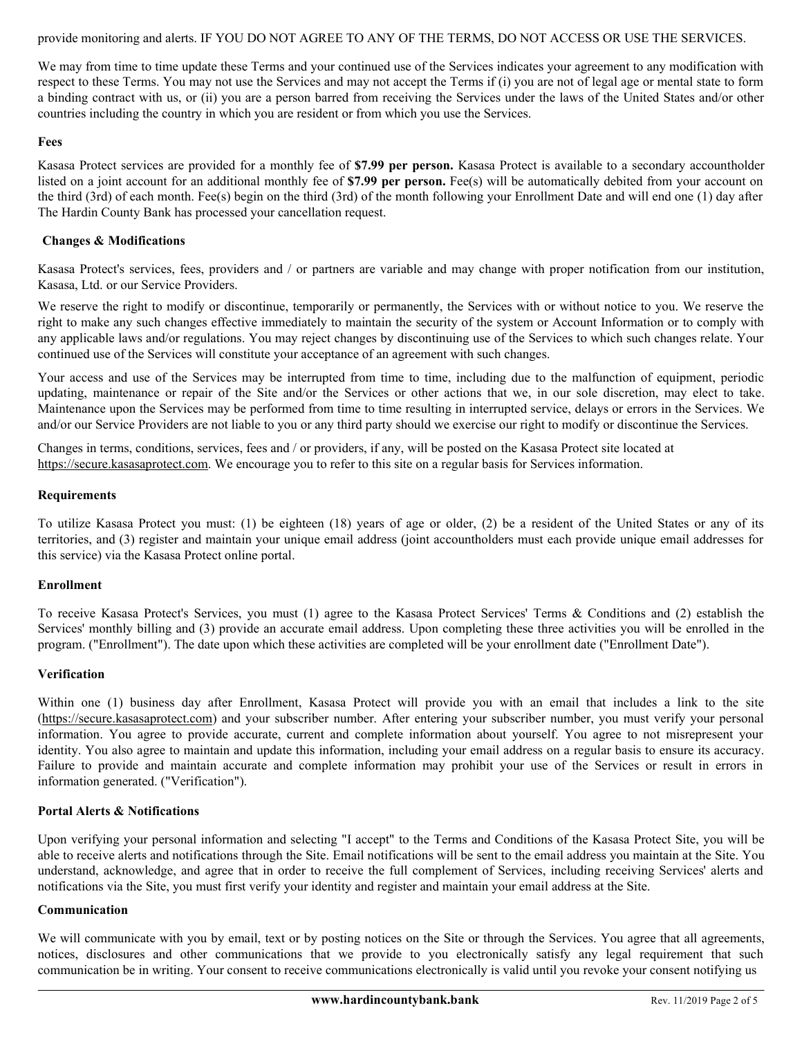provide monitoring and alerts. IF YOU DO NOT AGREE TO ANY OF THE TERMS, DO NOT ACCESS OR USE THE SERVICES.

We may from time to time update these Terms and your continued use of the Services indicates your agreement to any modification with respect to these Terms. You may not use the Services and may not accept the Terms if (i) you are not of legal age or mental state to form a binding contract with us, or (ii) you are a person barred from receiving the Services under the laws of the United States and/or other countries including the country in which you are resident or from which you use the Services.

**Fees**

Kasasa Protect services are provided for a monthly fee of **$7.99 per person.** Kasasa Protect is available to a secondary accountholder listed on a joint account for an additional monthly fee of **$7.99 per person.** Fee(s) will be automatically debited from your account on the third (3rd) of each month. Fee(s) begin on the third (3rd) of the month following your Enrollment Date and will end one (1) day after The Hardin County Bank has processed your cancellation request.

**Changes & Modifications**

Kasasa Protect's services, fees, providers and / or partners are variable and may change with proper notification from our institution, Kasasa, Ltd. or our Service Providers.

We reserve the right to modify or discontinue, temporarily or permanently, the Services with or without notice to you. We reserve the right to make any such changes effective immediately to maintain the security of the system or Account Information or to comply with any applicable laws and/or regulations. You may reject changes by discontinuing use of the Services to which such changes relate. Your continued use of the Services will constitute your acceptance of an agreement with such changes.

Your access and use of the Services may be interrupted from time to time, including due to the malfunction of equipment, periodic updating, maintenance or repair of the Site and/or the Services or other actions that we, in our sole discretion, may elect to take. Maintenance upon the Services may be performed from time to time resulting in interrupted service, delays or errors in the Services. We and/or our Service Providers are not liable to you or any third party should we exercise our right to modify or discontinue the Services.

Changes in terms, conditions, services, fees and / or providers, if any, will be posted on the Kasasa Protect site located at https://secure.kasasaprotect.com. We encourage you to refer to this site on a regular basis for Services information.

**Requirements**

To utilize Kasasa Protect you must: (1) be eighteen (18) years of age or older, (2) be a resident of the United States or any of its territories, and (3) register and maintain your unique email address (joint accountholders must each provide unique email addresses for this service) via the Kasasa Protect online portal.

**Enrollment**

To receive Kasasa Protect's Services, you must (1) agree to the Kasasa Protect Services' Terms & Conditions and (2) establish the Services' monthly billing and (3) provide an accurate email address. Upon completing these three activities you will be enrolled in the program. ("Enrollment"). The date upon which these activities are completed will be your enrollment date ("Enrollment Date").

**Verification**

Within one (1) business day after Enrollment, Kasasa Protect will provide you with an email that includes a link to the site (https://secure.kasasaprotect.com) and your subscriber number. After entering your subscriber number, you must verify your personal information. You agree to provide accurate, current and complete information about yourself. You agree to not misrepresent your identity. You also agree to maintain and update this information, including your email address on a regular basis to ensure its accuracy. Failure to provide and maintain accurate and complete information may prohibit your use of the Services or result in errors in information generated. ("Verification").

**Portal Alerts & Notifications**

Upon verifying your personal information and selecting "I accept" to the Terms and Conditions of the Kasasa Protect Site, you will be able to receive alerts and notifications through the Site. Email notifications will be sent to the email address you maintain at the Site. You understand, acknowledge, and agree that in order to receive the full complement of Services, including receiving Services' alerts and notifications via the Site, you must first verify your identity and register and maintain your email address at the Site.

**Communication**

We will communicate with you by email, text or by posting notices on the Site or through the Services. You agree that all agreements, notices, disclosures and other communications that we provide to you electronically satisfy any legal requirement that such communication be in writing. Your consent to receive communications electronically is valid until you revoke your consent notifying us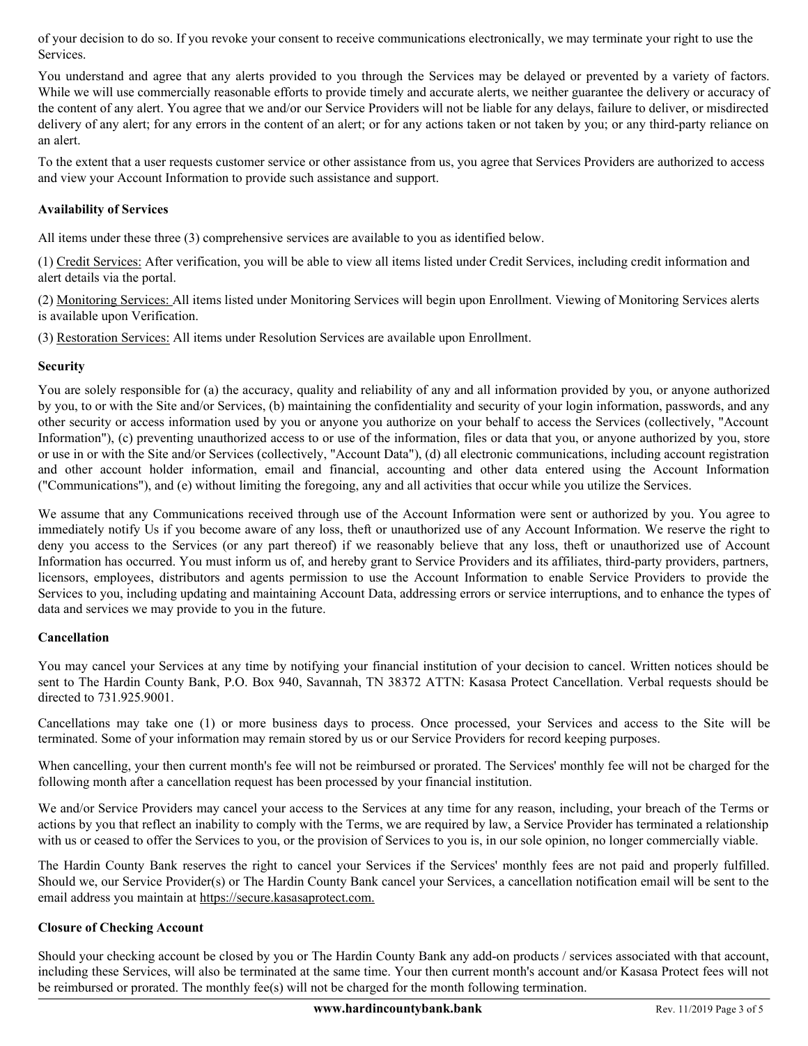of your decision to do so. If you revoke your consent to receive communications electronically, we may terminate your right to use the Services.

You understand and agree that any alerts provided to you through the Services may be delayed or prevented by a variety of factors. While we will use commercially reasonable efforts to provide timely and accurate alerts, we neither guarantee the delivery or accuracy of the content of any alert. You agree that we and/or our Service Providers will not be liable for any delays, failure to deliver, or misdirected delivery of any alert; for any errors in the content of an alert; or for any actions taken or not taken by you; or any third-party reliance on an alert.

To the extent that a user requests customer service or other assistance from us, you agree that Services Providers are authorized to access and view your Account Information to provide such assistance and support.

**Availability of Services**

All items under these three (3) comprehensive services are available to you as identified below.

(1) Credit Services: After verification, you will be able to view all items listed under Credit Services, including credit information and alert details via the portal.

(2) Monitoring Services: All items listed under Monitoring Services will begin upon Enrollment. Viewing of Monitoring Services alerts is available upon Verification.

(3) Restoration Services: All items under Resolution Services are available upon Enrollment.

**Security**

You are solely responsible for (a) the accuracy, quality and reliability of any and all information provided by you, or anyone authorized by you, to or with the Site and/or Services, (b) maintaining the confidentiality and security of your login information, passwords, and any other security or access information used by you or anyone you authorize on your behalf to access the Services (collectively, "Account Information"), (c) preventing unauthorized access to or use of the information, files or data that you, or anyone authorized by you, store or use in or with the Site and/or Services (collectively, "Account Data"), (d) all electronic communications, including account registration and other account holder information, email and financial, accounting and other data entered using the Account Information ("Communications"), and (e) without limiting the foregoing, any and all activities that occur while you utilize the Services.

We assume that any Communications received through use of the Account Information were sent or authorized by you. You agree to immediately notify Us if you become aware of any loss, theft or unauthorized use of any Account Information. We reserve the right to deny you access to the Services (or any part thereof) if we reasonably believe that any loss, theft or unauthorized use of Account Information has occurred. You must inform us of, and hereby grant to Service Providers and its affiliates, third-party providers, partners, licensors, employees, distributors and agents permission to use the Account Information to enable Service Providers to provide the Services to you, including updating and maintaining Account Data, addressing errors or service interruptions, and to enhance the types of data and services we may provide to you in the future.

**Cancellation**

You may cancel your Services at any time by notifying your financial institution of your decision to cancel. Written notices should be sent to The Hardin County Bank, P.O. Box 940, Savannah, TN 38372 ATTN: Kasasa Protect Cancellation. Verbal requests should be directed to 731.925.9001.

Cancellations may take one (1) or more business days to process. Once processed, your Services and access to the Site will be terminated. Some of your information may remain stored by us or our Service Providers for record keeping purposes.

When cancelling, your then current month's fee will not be reimbursed or prorated. The Services' monthly fee will not be charged for the following month after a cancellation request has been processed by your financial institution.

We and/or Service Providers may cancel your access to the Services at any time for any reason, including, your breach of the Terms or actions by you that reflect an inability to comply with the Terms, we are required by law, a Service Provider has terminated a relationship with us or ceased to offer the Services to you, or the provision of Services to you is, in our sole opinion, no longer commercially viable.

The Hardin County Bank reserves the right to cancel your Services if the Services' monthly fees are not paid and properly fulfilled. Should we, our Service Provider(s) or The Hardin County Bank cancel your Services, a cancellation notification email will be sent to the email address you maintain at https://secure.kasasaprotect.com.

**Closure of Checking Account**

Should your checking account be closed by you or The Hardin County Bank any add-on products / services associated with that account, including these Services, will also be terminated at the same time. Your then current month's account and/or Kasasa Protect fees will not be reimbursed or prorated. The monthly fee(s) will not be charged for the month following termination.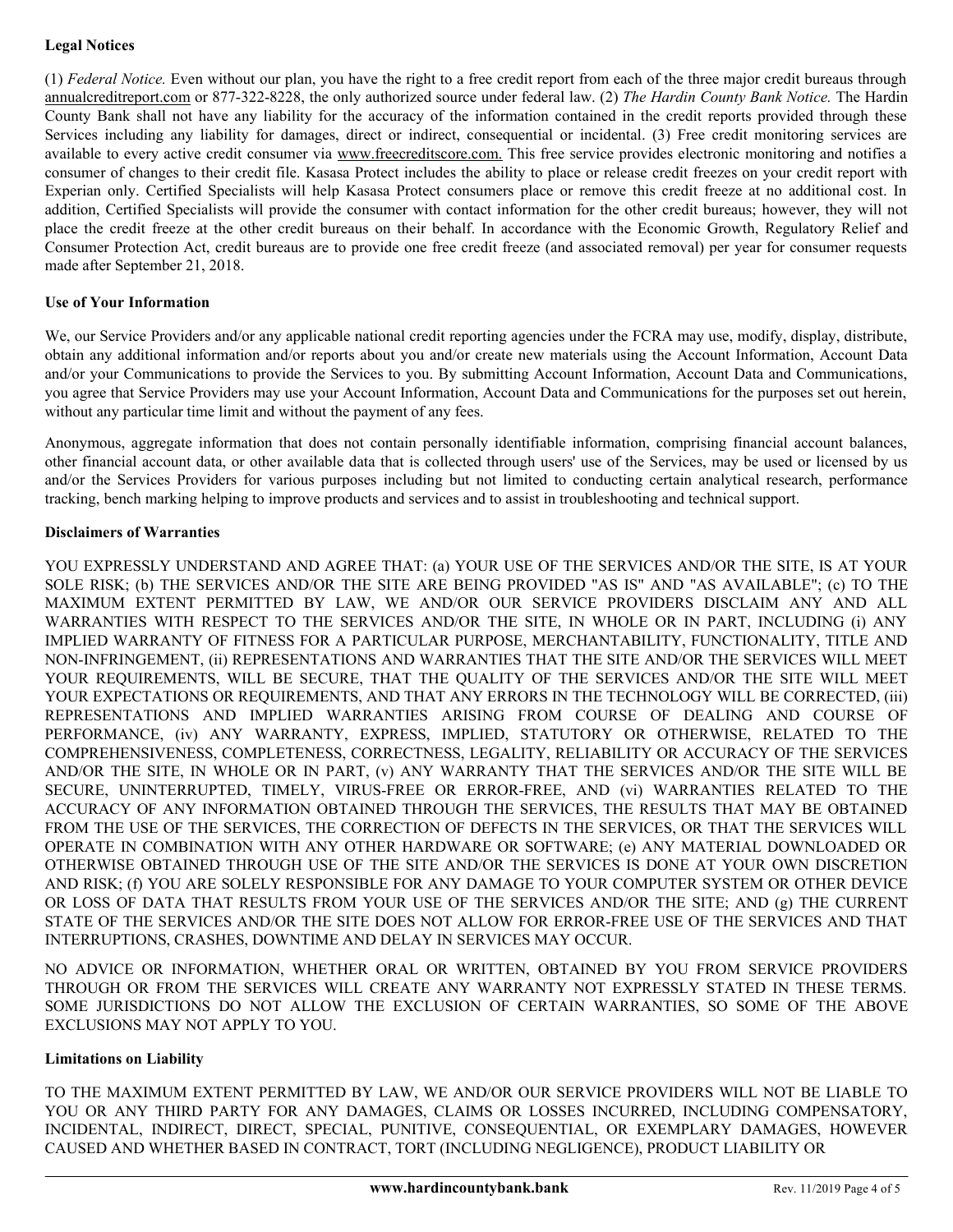**Legal Notices**

(1) *Federal Notice.* Even without our plan, you have the right to a free credit report from each of the three major credit bureaus through annualcreditreport.com or 877-322-8228, the only authorized source under federal law. (2) *The Hardin County Bank Notice.* The Hardin County Bank shall not have any liability for the accuracy of the information contained in the credit reports provided through these Services including any liability for damages, direct or indirect, consequential or incidental. (3) Free credit monitoring services are available to every active credit consumer via www.freecreditscore.com. This free service provides electronic monitoring and notifies a consumer of changes to their credit file. Kasasa Protect includes the ability to place or release credit freezes on your credit report with Experian only. Certified Specialists will help Kasasa Protect consumers place or remove this credit freeze at no additional cost. In addition, Certified Specialists will provide the consumer with contact information for the other credit bureaus; however, they will not place the credit freeze at the other credit bureaus on their behalf. In accordance with the Economic Growth, Regulatory Relief and Consumer Protection Act, credit bureaus are to provide one free credit freeze (and associated removal) per year for consumer requests made after September 21, 2018.

**Use of Your Information**

We, our Service Providers and/or any applicable national credit reporting agencies under the FCRA may use, modify, display, distribute, obtain any additional information and/or reports about you and/or create new materials using the Account Information, Account Data and/or your Communications to provide the Services to you. By submitting Account Information, Account Data and Communications, you agree that Service Providers may use your Account Information, Account Data and Communications for the purposes set out herein, without any particular time limit and without the payment of any fees.

Anonymous, aggregate information that does not contain personally identifiable information, comprising financial account balances, other financial account data, or other available data that is collected through users' use of the Services, may be used or licensed by us and/or the Services Providers for various purposes including but not limited to conducting certain analytical research, performance tracking, bench marking helping to improve products and services and to assist in troubleshooting and technical support.

**Disclaimers of Warranties**

YOU EXPRESSLY UNDERSTAND AND AGREE THAT: (a) YOUR USE OF THE SERVICES AND/OR THE SITE, IS AT YOUR SOLE RISK; (b) THE SERVICES AND/OR THE SITE ARE BEING PROVIDED "AS IS" AND "AS AVAILABLE"; (c) TO THE MAXIMUM EXTENT PERMITTED BY LAW, WE AND/OR OUR SERVICE PROVIDERS DISCLAIM ANY AND ALL WARRANTIES WITH RESPECT TO THE SERVICES AND/OR THE SITE, IN WHOLE OR IN PART, INCLUDING (i) ANY IMPLIED WARRANTY OF FITNESS FOR A PARTICULAR PURPOSE, MERCHANTABILITY, FUNCTIONALITY, TITLE AND NON-INFRINGEMENT, (ii) REPRESENTATIONS AND WARRANTIES THAT THE SITE AND/OR THE SERVICES WILL MEET YOUR REQUIREMENTS, WILL BE SECURE, THAT THE QUALITY OF THE SERVICES AND/OR THE SITE WILL MEET YOUR EXPECTATIONS OR REQUIREMENTS, AND THAT ANY ERRORS IN THE TECHNOLOGY WILL BE CORRECTED, (iii) REPRESENTATIONS AND IMPLIED WARRANTIES ARISING FROM COURSE OF DEALING AND COURSE OF PERFORMANCE, (iv) ANY WARRANTY, EXPRESS, IMPLIED, STATUTORY OR OTHERWISE, RELATED TO THE COMPREHENSIVENESS, COMPLETENESS, CORRECTNESS, LEGALITY, RELIABILITY OR ACCURACY OF THE SERVICES AND/OR THE SITE, IN WHOLE OR IN PART, (v) ANY WARRANTY THAT THE SERVICES AND/OR THE SITE WILL BE SECURE, UNINTERRUPTED, TIMELY, VIRUS-FREE OR ERROR-FREE, AND (vi) WARRANTIES RELATED TO THE ACCURACY OF ANY INFORMATION OBTAINED THROUGH THE SERVICES, THE RESULTS THAT MAY BE OBTAINED FROM THE USE OF THE SERVICES, THE CORRECTION OF DEFECTS IN THE SERVICES, OR THAT THE SERVICES WILL OPERATE IN COMBINATION WITH ANY OTHER HARDWARE OR SOFTWARE; (e) ANY MATERIAL DOWNLOADED OR OTHERWISE OBTAINED THROUGH USE OF THE SITE AND/OR THE SERVICES IS DONE AT YOUR OWN DISCRETION AND RISK; (f) YOU ARE SOLELY RESPONSIBLE FOR ANY DAMAGE TO YOUR COMPUTER SYSTEM OR OTHER DEVICE OR LOSS OF DATA THAT RESULTS FROM YOUR USE OF THE SERVICES AND/OR THE SITE; AND (g) THE CURRENT STATE OF THE SERVICES AND/OR THE SITE DOES NOT ALLOW FOR ERROR-FREE USE OF THE SERVICES AND THAT INTERRUPTIONS, CRASHES, DOWNTIME AND DELAY IN SERVICES MAY OCCUR.

NO ADVICE OR INFORMATION, WHETHER ORAL OR WRITTEN, OBTAINED BY YOU FROM SERVICE PROVIDERS THROUGH OR FROM THE SERVICES WILL CREATE ANY WARRANTY NOT EXPRESSLY STATED IN THESE TERMS. SOME JURISDICTIONS DO NOT ALLOW THE EXCLUSION OF CERTAIN WARRANTIES, SO SOME OF THE ABOVE EXCLUSIONS MAY NOT APPLY TO YOU.

**Limitations on Liability**

TO THE MAXIMUM EXTENT PERMITTED BY LAW, WE AND/OR OUR SERVICE PROVIDERS WILL NOT BE LIABLE TO YOU OR ANY THIRD PARTY FOR ANY DAMAGES, CLAIMS OR LOSSES INCURRED, INCLUDING COMPENSATORY, INCIDENTAL, INDIRECT, DIRECT, SPECIAL, PUNITIVE, CONSEQUENTIAL, OR EXEMPLARY DAMAGES, HOWEVER CAUSED AND WHETHER BASED IN CONTRACT, TORT (INCLUDING NEGLIGENCE), PRODUCT LIABILITY OR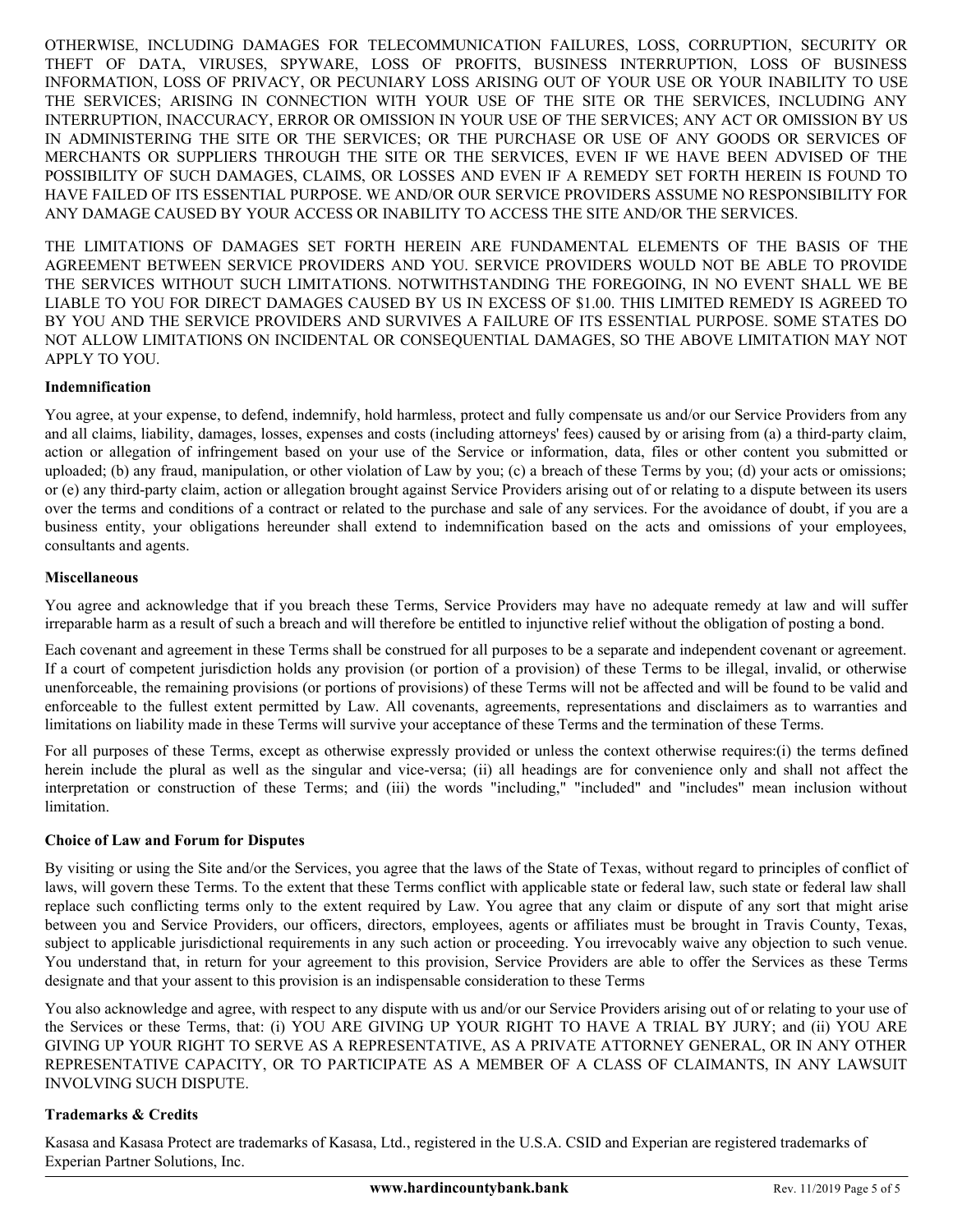OTHERWISE, INCLUDING DAMAGES FOR TELECOMMUNICATION FAILURES, LOSS, CORRUPTION, SECURITY OR THEFT OF DATA, VIRUSES, SPYWARE, LOSS OF PROFITS, BUSINESS INTERRUPTION, LOSS OF BUSINESS INFORMATION, LOSS OF PRIVACY, OR PECUNIARY LOSS ARISING OUT OF YOUR USE OR YOUR INABILITY TO USE THE SERVICES; ARISING IN CONNECTION WITH YOUR USE OF THE SITE OR THE SERVICES, INCLUDING ANY INTERRUPTION, INACCURACY, ERROR OR OMISSION IN YOUR USE OF THE SERVICES; ANY ACT OR OMISSION BY US IN ADMINISTERING THE SITE OR THE SERVICES; OR THE PURCHASE OR USE OF ANY GOODS OR SERVICES OF MERCHANTS OR SUPPLIERS THROUGH THE SITE OR THE SERVICES, EVEN IF WE HAVE BEEN ADVISED OF THE POSSIBILITY OF SUCH DAMAGES, CLAIMS, OR LOSSES AND EVEN IF A REMEDY SET FORTH HEREIN IS FOUND TO HAVE FAILED OF ITS ESSENTIAL PURPOSE. WE AND/OR OUR SERVICE PROVIDERS ASSUME NO RESPONSIBILITY FOR ANY DAMAGE CAUSED BY YOUR ACCESS OR INABILITY TO ACCESS THE SITE AND/OR THE SERVICES.

THE LIMITATIONS OF DAMAGES SET FORTH HEREIN ARE FUNDAMENTAL ELEMENTS OF THE BASIS OF THE AGREEMENT BETWEEN SERVICE PROVIDERS AND YOU. SERVICE PROVIDERS WOULD NOT BE ABLE TO PROVIDE THE SERVICES WITHOUT SUCH LIMITATIONS. NOTWITHSTANDING THE FOREGOING, IN NO EVENT SHALL WE BE LIABLE TO YOU FOR DIRECT DAMAGES CAUSED BY US IN EXCESS OF $1.00. THIS LIMITED REMEDY IS AGREED TO BY YOU AND THE SERVICE PROVIDERS AND SURVIVES A FAILURE OF ITS ESSENTIAL PURPOSE. SOME STATES DO NOT ALLOW LIMITATIONS ON INCIDENTAL OR CONSEQUENTIAL DAMAGES, SO THE ABOVE LIMITATION MAY NOT APPLY TO YOU.

**Indemnification**

You agree, at your expense, to defend, indemnify, hold harmless, protect and fully compensate us and/or our Service Providers from any and all claims, liability, damages, losses, expenses and costs (including attorneys' fees) caused by or arising from (a) a third-party claim, action or allegation of infringement based on your use of the Service or information, data, files or other content you submitted or uploaded; (b) any fraud, manipulation, or other violation of Law by you; (c) a breach of these Terms by you; (d) your acts or omissions; or (e) any third-party claim, action or allegation brought against Service Providers arising out of or relating to a dispute between its users over the terms and conditions of a contract or related to the purchase and sale of any services. For the avoidance of doubt, if you are a business entity, your obligations hereunder shall extend to indemnification based on the acts and omissions of your employees, consultants and agents.

**Miscellaneous**

You agree and acknowledge that if you breach these Terms, Service Providers may have no adequate remedy at law and will suffer irreparable harm as a result of such a breach and will therefore be entitled to injunctive relief without the obligation of posting a bond.

Each covenant and agreement in these Terms shall be construed for all purposes to be a separate and independent covenant or agreement. If a court of competent jurisdiction holds any provision (or portion of a provision) of these Terms to be illegal, invalid, or otherwise unenforceable, the remaining provisions (or portions of provisions) of these Terms will not be affected and will be found to be valid and enforceable to the fullest extent permitted by Law. All covenants, agreements, representations and disclaimers as to warranties and limitations on liability made in these Terms will survive your acceptance of these Terms and the termination of these Terms.

For all purposes of these Terms, except as otherwise expressly provided or unless the context otherwise requires:(i) the terms defined herein include the plural as well as the singular and vice-versa; (ii) all headings are for convenience only and shall not affect the interpretation or construction of these Terms; and (iii) the words "including," "included" and "includes" mean inclusion without limitation.

**Choice of Law and Forum for Disputes**

By visiting or using the Site and/or the Services, you agree that the laws of the State of Texas, without regard to principles of conflict of laws, will govern these Terms. To the extent that these Terms conflict with applicable state or federal law, such state or federal law shall replace such conflicting terms only to the extent required by Law. You agree that any claim or dispute of any sort that might arise between you and Service Providers, our officers, directors, employees, agents or affiliates must be brought in Travis County, Texas, subject to applicable jurisdictional requirements in any such action or proceeding. You irrevocably waive any objection to such venue. You understand that, in return for your agreement to this provision, Service Providers are able to offer the Services as these Terms designate and that your assent to this provision is an indispensable consideration to these Terms

You also acknowledge and agree, with respect to any dispute with us and/or our Service Providers arising out of or relating to your use of the Services or these Terms, that: (i) YOU ARE GIVING UP YOUR RIGHT TO HAVE A TRIAL BY JURY; and (ii) YOU ARE GIVING UP YOUR RIGHT TO SERVE AS A REPRESENTATIVE, AS A PRIVATE ATTORNEY GENERAL, OR IN ANY OTHER REPRESENTATIVE CAPACITY, OR TO PARTICIPATE AS A MEMBER OF A CLASS OF CLAIMANTS, IN ANY LAWSUIT INVOLVING SUCH DISPUTE.

**Trademarks & Credits**

Kasasa and Kasasa Protect are trademarks of Kasasa, Ltd., registered in the U.S.A. CSID and Experian are registered trademarks of Experian Partner Solutions, Inc.